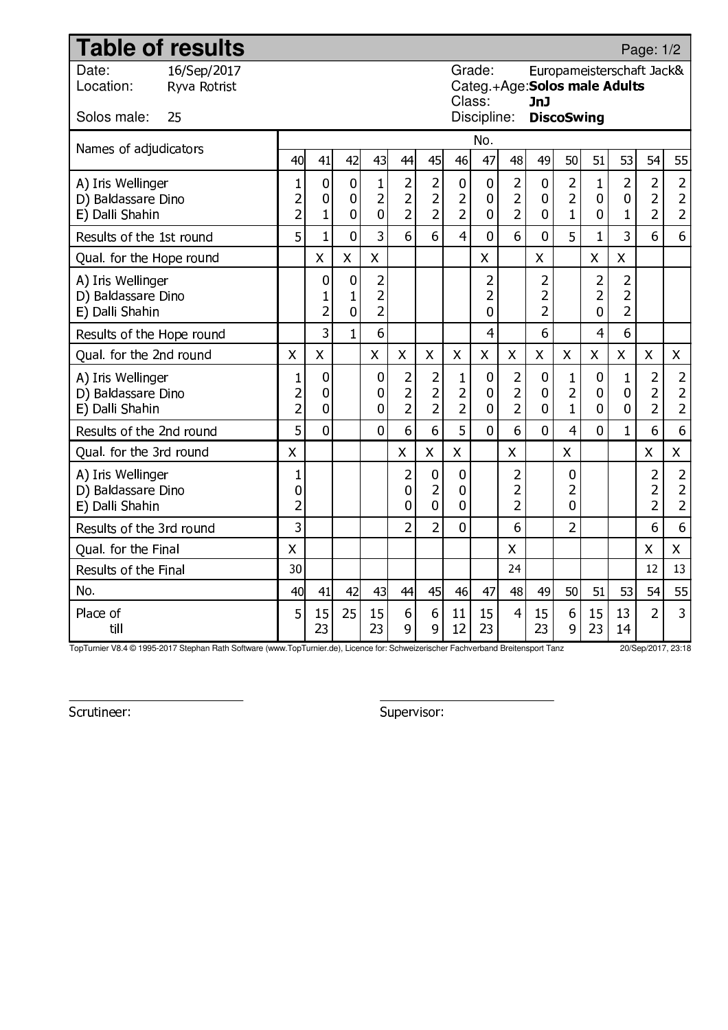# Table of results

Page: 1/2

| | | | |
|---|---|---|---|
| Date: | 16/Sep/2017 | Grade: | Europameisterschaft Jack& |
| Location: | Ryva Rotrist | Categ.+Age: | **Solos male Adults** |
| | | Class: | **JnJ** |
| Solos male: | 25 | Discipline: | **DiscoSwing** |

| Names of adjudicators | 40 | 41 | 42 | 43 | 44 | 45 | 46 | 47 | 48 | 49 | 50 | 51 | 53 | 54 | 55 |
|---|---|---|---|---|---|---|---|---|---|---|---|---|---|---|---|
| A) Iris Wellinger | 1 | 0 | 0 | 1 | 2 | 2 | 0 | 0 | 2 | 0 | 2 | 1 | 2 | 2 | 2 |
| D) Baldassare Dino | 2 | 0 | 0 | 2 | 2 | 2 | 2 | 0 | 2 | 0 | 2 | 0 | 0 | 2 | 2 |
| E) Dalli Shahin | 2 | 1 | 0 | 0 | 2 | 2 | 2 | 0 | 2 | 0 | 1 | 0 | 1 | 2 | 2 |
| Results of the 1st round | 5 | 1 | 0 | 3 | 6 | 6 | 4 | 0 | 6 | 0 | 5 | 1 | 3 | 6 | 6 |
| Qual. for the Hope round | | X | X | X | | | | X | | X | | X | X | | |
| A) Iris Wellinger | | 0 | 0 | 2 | | | | 2 | | 2 | | 2 | 2 | | |
| D) Baldassare Dino | | 1 | 1 | 2 | | | | 2 | | 2 | | 2 | 2 | | |
| E) Dalli Shahin | | 2 | 0 | 2 | | | | 0 | | 2 | | 0 | 2 | | |
| Results of the Hope round | | 3 | 1 | 6 | | | | 4 | | 6 | | 4 | 6 | | |
| Qual. for the 2nd round | X | X | | X | X | X | X | X | X | X | X | X | X | X | X |
| A) Iris Wellinger | 1 | 0 | | 0 | 2 | 2 | 1 | 0 | 2 | 0 | 1 | 0 | 1 | 2 | 2 |
| D) Baldassare Dino | 2 | 0 | | 0 | 2 | 2 | 2 | 0 | 2 | 0 | 2 | 0 | 0 | 2 | 2 |
| E) Dalli Shahin | 2 | 0 | | 0 | 2 | 2 | 2 | 0 | 2 | 0 | 1 | 0 | 0 | 2 | 2 |
| Results of the 2nd round | 5 | 0 | | 0 | 6 | 6 | 5 | 0 | 6 | 0 | 4 | 0 | 1 | 6 | 6 |
| Qual. for the 3rd round | X | | | | X | X | X | | X | | X | | | X | X |
| A) Iris Wellinger | 1 | | | | 2 | 0 | 0 | | 2 | | 0 | | | 2 | 2 |
| D) Baldassare Dino | 0 | | | | 0 | 2 | 0 | | 2 | | 2 | | | 2 | 2 |
| E) Dalli Shahin | 2 | | | | 0 | 0 | 0 | | 2 | | 0 | | | 2 | 2 |
| Results of the 3rd round | 3 | | | | 2 | 2 | 0 | | 6 | | 2 | | | 6 | 6 |
| Qual. for the Final | X | | | | | | | | X | | | | | X | X |
| Results of the Final | 30 | | | | | | | | 24 | | | | | 12 | 13 |
| No. | 40 | 41 | 42 | 43 | 44 | 45 | 46 | 47 | 48 | 49 | 50 | 51 | 53 | 54 | 55 |
| Place of / till | 5 | 15 / 23 | 25 | 15 / 23 | 6 / 9 | 6 / 9 | 11 / 12 | 15 / 23 | 4 | 15 / 23 | 6 / 9 | 15 / 23 | 13 / 14 | 2 | 3 |

TopTurnier V8.4 © 1995-2017 Stephan Rath Software (www.TopTurnier.de), Licence for: Schweizerischer Fachverband Breitensport Tanz 20/Sep/2017, 23:18

Scrutineer: Supervisor: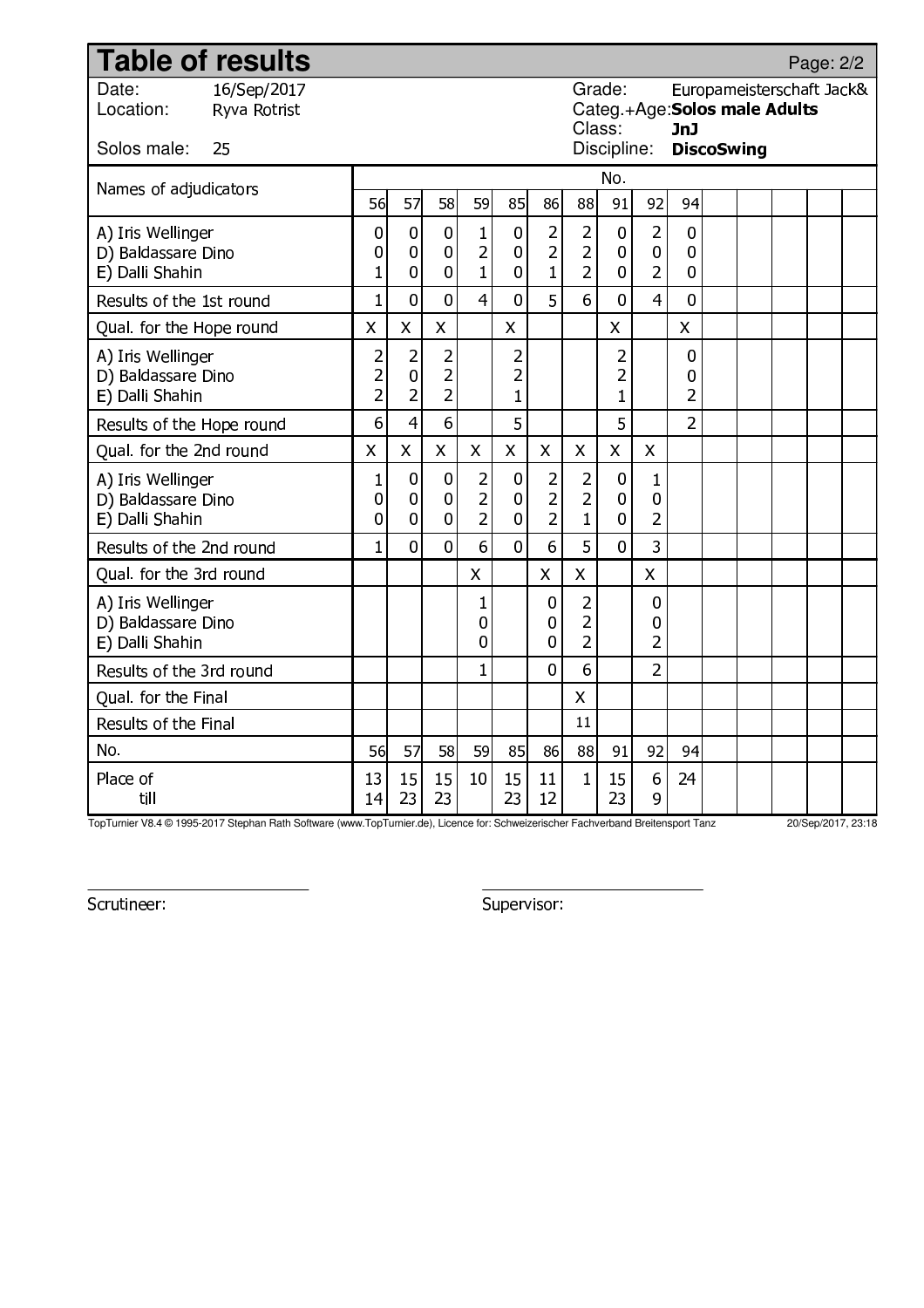# Table of results

Page: 2/2

| | | | |
|---|---|---|---|
| Date: | 16/Sep/2017 | Grade: | Europameisterschaft Jack& |
| Location: | Ryva Rotrist | Categ.+Age: | **Solos male Adults** |
| | | Class: | **JnJ** |
| Solos male: | 25 | Discipline: | **DiscoSwing** |

| Names of adjudicators | 56 | 57 | 58 | 59 | 85 | 86 | 88 | 91 | 92 | 94 | | | | | |
|---|---|---|---|---|---|---|---|---|---|---|---|---|---|---|---|
| A) Iris Wellinger | 0 | 0 | 0 | 1 | 0 | 2 | 2 | 0 | 2 | 0 | | | | | |
| D) Baldassare Dino | 0 | 0 | 0 | 2 | 0 | 2 | 2 | 0 | 0 | 0 | | | | | |
| E) Dalli Shahin | 1 | 0 | 0 | 1 | 0 | 1 | 2 | 0 | 2 | 0 | | | | | |
| Results of the 1st round | 1 | 0 | 0 | 4 | 0 | 5 | 6 | 0 | 4 | 0 | | | | | |
| Qual. for the Hope round | X | X | X | | X | | | X | | X | | | | | |
| A) Iris Wellinger | 2 | 2 | 2 | | 2 | | | 2 | | 0 | | | | | |
| D) Baldassare Dino | 2 | 0 | 2 | | 2 | | | 2 | | 0 | | | | | |
| E) Dalli Shahin | 2 | 2 | 2 | | 1 | | | 1 | | 2 | | | | | |
| Results of the Hope round | 6 | 4 | 6 | | 5 | | | 5 | | 2 | | | | | |
| Qual. for the 2nd round | X | X | X | X | X | X | X | X | X | | | | | | |
| A) Iris Wellinger | 1 | 0 | 0 | 2 | 0 | 2 | 2 | 0 | 1 | | | | | | |
| D) Baldassare Dino | 0 | 0 | 0 | 2 | 0 | 2 | 2 | 0 | 0 | | | | | | |
| E) Dalli Shahin | 0 | 0 | 0 | 2 | 0 | 2 | 1 | 0 | 2 | | | | | | |
| Results of the 2nd round | 1 | 0 | 0 | 6 | 0 | 6 | 5 | 0 | 3 | | | | | | |
| Qual. for the 3rd round | | | | X | | X | X | | X | | | | | | |
| A) Iris Wellinger | | | | 1 | | 0 | 2 | | 0 | | | | | | |
| D) Baldassare Dino | | | | 0 | | 0 | 2 | | 0 | | | | | | |
| E) Dalli Shahin | | | | 0 | | 0 | 2 | | 2 | | | | | | |
| Results of the 3rd round | | | | 1 | | 0 | 6 | | 2 | | | | | | |
| Qual. for the Final | | | | | | | X | | | | | | | | |
| Results of the Final | | | | | | | 11 | | | | | | | | |
| No. | 56 | 57 | 58 | 59 | 85 | 86 | 88 | 91 | 92 | 94 | | | | | |
| Place of | 13 | 15 | 15 | 10 | 15 | 11 | 1 | 15 | 6 | 24 | | | | | |
| till | 14 | 23 | 23 | | 23 | 12 | | 23 | 9 | | | | | | |

TopTurnier V8.4 © 1995-2017 Stephan Rath Software (www.TopTurnier.de), Licence for: Schweizerischer Fachverband Breitensport Tanz 20/Sep/2017, 23:18

Scrutineer: Supervisor: